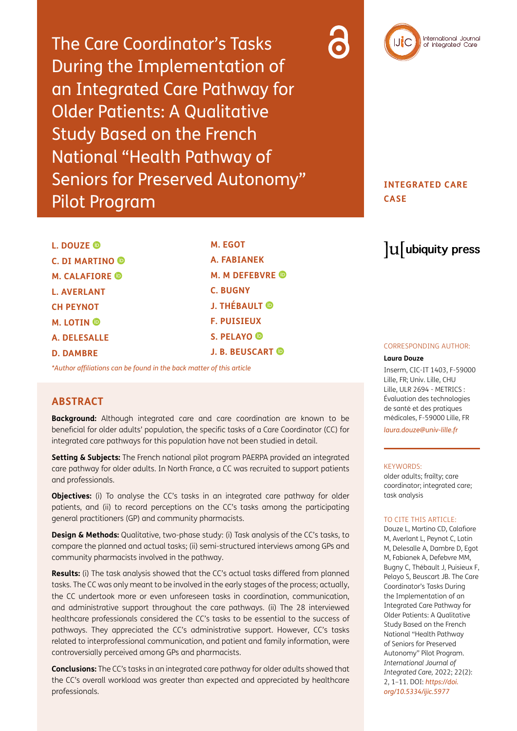# The Care Coordinator's Tasks During the Implementation of an Integrated Care Pathway for Older Patients: A Qualitative Study Based on the French National "Health Pathway of Seniors for Preserved Autonomy" Pilot Program

**INTEGRATED CARE CASE**

**L. DOUZE**
**C. DI MARTINO**
**M. CALAFIORE**
**L. AVERLANT**
**CH PEYNOT**
**M. LOTIN**
**A. DELESALLE**
**D. DAMBRE**
**M. EGOT**
**A. FABIANEK**
**M. M DEFEBVRE**
**C. BUGNY**
**J. THÉBAULT**
**F. PUISIEUX**
**S. PELAYO**
**J. B. BEUSCART**

*\*Author affiliations can be found in the back matter of this article*

CORRESPONDING AUTHOR:

**Laura Douze**

Inserm, CIC-IT 1403, F-59000 Lille, FR; Univ. Lille, CHU Lille, ULR 2694 - METRICS : Évaluation des technologies de santé et des pratiques médicales, F-59000 Lille, FR

*laura.douze@univ-lille.fr*

KEYWORDS:

older adults; frailty; care coordinator; integrated care; task analysis

TO CITE THIS ARTICLE:

Douze L, Martino CD, Calafiore M, Averlant L, Peynot C, Lotin M, Delesalle A, Dambre D, Egot M, Fabianek A, Defebvre MM, Bugny C, Thébault J, Puisieux F, Pelayo S, Beuscart JB. The Care Coordinator's Tasks During the Implementation of an Integrated Care Pathway for Older Patients: A Qualitative Study Based on the French National "Health Pathway of Seniors for Preserved Autonomy" Pilot Program. *International Journal of Integrated Care,* 2022; 22(2): 2, 1–11. DOI: *https://doi.org/10.5334/ijic.5977*

## ABSTRACT

**Background:** Although integrated care and care coordination are known to be beneficial for older adults' population, the specific tasks of a Care Coordinator (CC) for integrated care pathways for this population have not been studied in detail.

**Setting & Subjects:** The French national pilot program PAERPA provided an integrated care pathway for older adults. In North France, a CC was recruited to support patients and professionals.

**Objectives:** (i) To analyse the CC's tasks in an integrated care pathway for older patients, and (ii) to record perceptions on the CC's tasks among the participating general practitioners (GP) and community pharmacists.

**Design & Methods:** Qualitative, two-phase study: (i) Task analysis of the CC's tasks, to compare the planned and actual tasks; (ii) semi-structured interviews among GPs and community pharmacists involved in the pathway.

**Results:** (i) The task analysis showed that the CC's actual tasks differed from planned tasks. The CC was only meant to be involved in the early stages of the process; actually, the CC undertook more or even unforeseen tasks in coordination, communication, and administrative support throughout the care pathways. (ii) The 28 interviewed healthcare professionals considered the CC's tasks to be essential to the success of pathways. They appreciated the CC's administrative support. However, CC's tasks related to interprofessional communication, and patient and family information, were controversially perceived among GPs and pharmacists.

**Conclusions:** The CC's tasks in an integrated care pathway for older adults showed that the CC's overall workload was greater than expected and appreciated by healthcare professionals.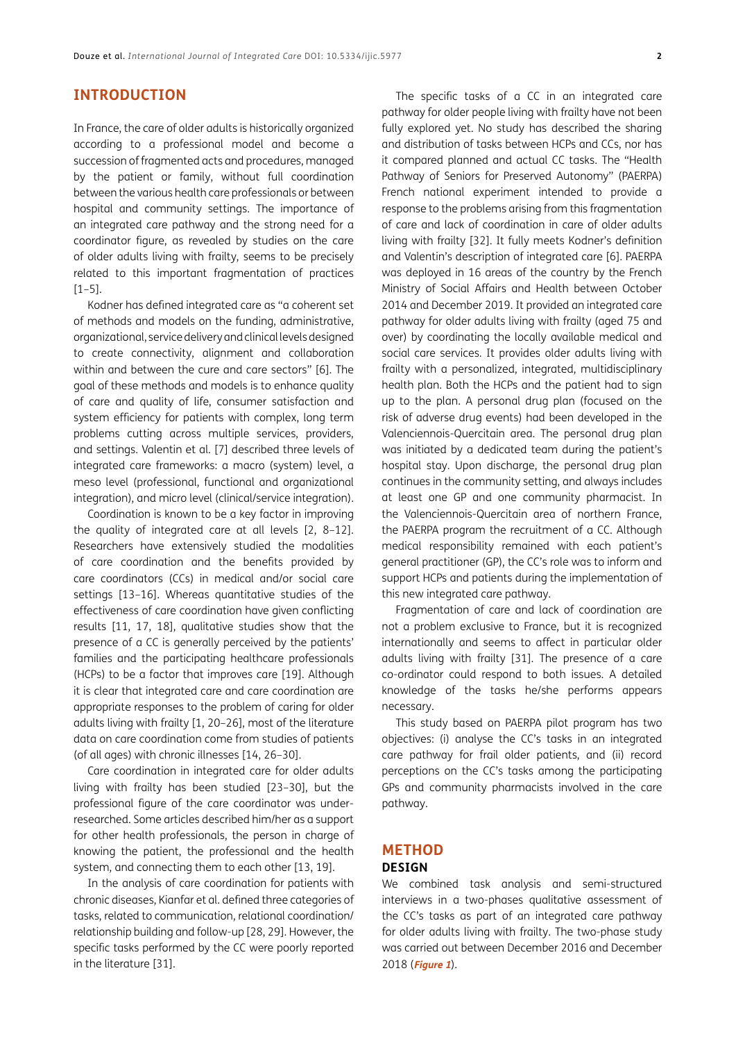## INTRODUCTION

In France, the care of older adults is historically organized according to a professional model and become a succession of fragmented acts and procedures, managed by the patient or family, without full coordination between the various health care professionals or between hospital and community settings. The importance of an integrated care pathway and the strong need for a coordinator figure, as revealed by studies on the care of older adults living with frailty, seems to be precisely related to this important fragmentation of practices [1–5].

Kodner has defined integrated care as "a coherent set of methods and models on the funding, administrative, organizational, service delivery and clinical levels designed to create connectivity, alignment and collaboration within and between the cure and care sectors" [6]. The goal of these methods and models is to enhance quality of care and quality of life, consumer satisfaction and system efficiency for patients with complex, long term problems cutting across multiple services, providers, and settings. Valentin et al. [7] described three levels of integrated care frameworks: a macro (system) level, a meso level (professional, functional and organizational integration), and micro level (clinical/service integration).

Coordination is known to be a key factor in improving the quality of integrated care at all levels [2, 8–12]. Researchers have extensively studied the modalities of care coordination and the benefits provided by care coordinators (CCs) in medical and/or social care settings [13–16]. Whereas quantitative studies of the effectiveness of care coordination have given conflicting results [11, 17, 18], qualitative studies show that the presence of a CC is generally perceived by the patients' families and the participating healthcare professionals (HCPs) to be a factor that improves care [19]. Although it is clear that integrated care and care coordination are appropriate responses to the problem of caring for older adults living with frailty [1, 20–26], most of the literature data on care coordination come from studies of patients (of all ages) with chronic illnesses [14, 26–30].

Care coordination in integrated care for older adults living with frailty has been studied [23–30], but the professional figure of the care coordinator was under-researched. Some articles described him/her as a support for other health professionals, the person in charge of knowing the patient, the professional and the health system, and connecting them to each other [13, 19].

In the analysis of care coordination for patients with chronic diseases, Kianfar et al. defined three categories of tasks, related to communication, relational coordination/relationship building and follow-up [28, 29]. However, the specific tasks performed by the CC were poorly reported in the literature [31].

The specific tasks of a CC in an integrated care pathway for older people living with frailty have not been fully explored yet. No study has described the sharing and distribution of tasks between HCPs and CCs, nor has it compared planned and actual CC tasks. The "Health Pathway of Seniors for Preserved Autonomy" (PAERPA) French national experiment intended to provide a response to the problems arising from this fragmentation of care and lack of coordination in care of older adults living with frailty [32]. It fully meets Kodner's definition and Valentin's description of integrated care [6]. PAERPA was deployed in 16 areas of the country by the French Ministry of Social Affairs and Health between October 2014 and December 2019. It provided an integrated care pathway for older adults living with frailty (aged 75 and over) by coordinating the locally available medical and social care services. It provides older adults living with frailty with a personalized, integrated, multidisciplinary health plan. Both the HCPs and the patient had to sign up to the plan. A personal drug plan (focused on the risk of adverse drug events) had been developed in the Valenciennois-Quercitain area. The personal drug plan was initiated by a dedicated team during the patient's hospital stay. Upon discharge, the personal drug plan continues in the community setting, and always includes at least one GP and one community pharmacist. In the Valenciennois-Quercitain area of northern France, the PAERPA program the recruitment of a CC. Although medical responsibility remained with each patient's general practitioner (GP), the CC's role was to inform and support HCPs and patients during the implementation of this new integrated care pathway.

Fragmentation of care and lack of coordination are not a problem exclusive to France, but it is recognized internationally and seems to affect in particular older adults living with frailty [31]. The presence of a care co-ordinator could respond to both issues. A detailed knowledge of the tasks he/she performs appears necessary.

This study based on PAERPA pilot program has two objectives: (i) analyse the CC's tasks in an integrated care pathway for frail older patients, and (ii) record perceptions on the CC's tasks among the participating GPs and community pharmacists involved in the care pathway.

## METHOD

### DESIGN

We combined task analysis and semi-structured interviews in a two-phases qualitative assessment of the CC's tasks as part of an integrated care pathway for older adults living with frailty. The two-phase study was carried out between December 2016 and December 2018 (***Figure 1***).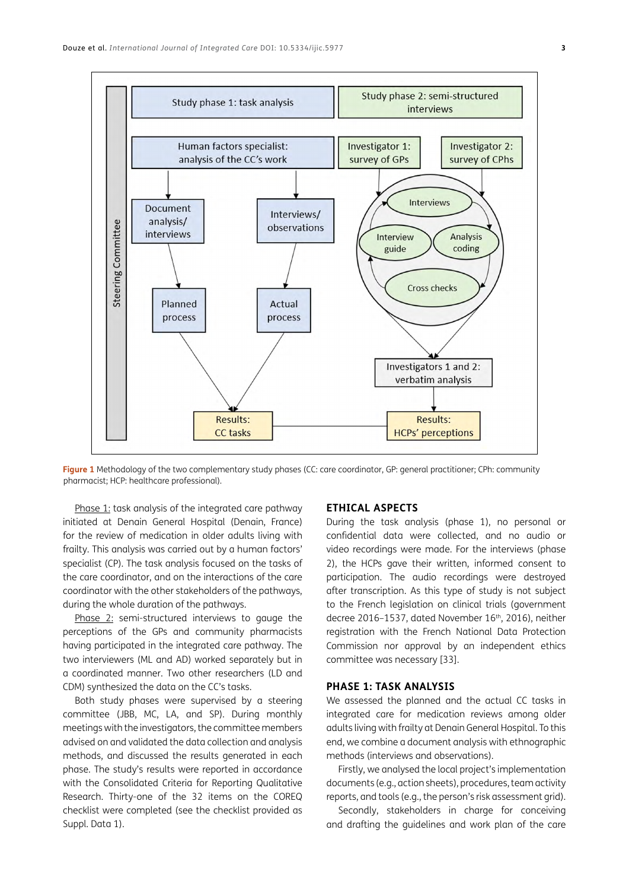Figure 1 Methodology of the two complementary study phases (CC: care coordinator, GP: general practitioner; CPh: community pharmacist; HCP: healthcare professional).

Phase 1: task analysis of the integrated care pathway initiated at Denain General Hospital (Denain, France) for the review of medication in older adults living with frailty. This analysis was carried out by a human factors' specialist (CP). The task analysis focused on the tasks of the care coordinator, and on the interactions of the care coordinator with the other stakeholders of the pathways, during the whole duration of the pathways.

Phase 2: semi-structured interviews to gauge the perceptions of the GPs and community pharmacists having participated in the integrated care pathway. The two interviewers (ML and AD) worked separately but in a coordinated manner. Two other researchers (LD and CDM) synthesized the data on the CC's tasks.

Both study phases were supervised by a steering committee (JBB, MC, LA, and SP). During monthly meetings with the investigators, the committee members advised on and validated the data collection and analysis methods, and discussed the results generated in each phase. The study's results were reported in accordance with the Consolidated Criteria for Reporting Qualitative Research. Thirty-one of the 32 items on the COREQ checklist were completed (see the checklist provided as Suppl. Data 1).

## ETHICAL ASPECTS

During the task analysis (phase 1), no personal or confidential data were collected, and no audio or video recordings were made. For the interviews (phase 2), the HCPs gave their written, informed consent to participation. The audio recordings were destroyed after transcription. As this type of study is not subject to the French legislation on clinical trials (government decree 2016–1537, dated November 16th, 2016), neither registration with the French National Data Protection Commission nor approval by an independent ethics committee was necessary [33].

## PHASE 1: TASK ANALYSIS

We assessed the planned and the actual CC tasks in integrated care for medication reviews among older adults living with frailty at Denain General Hospital. To this end, we combine a document analysis with ethnographic methods (interviews and observations).

Firstly, we analysed the local project's implementation documents (e.g., action sheets), procedures, team activity reports, and tools (e.g., the person's risk assessment grid).

Secondly, stakeholders in charge for conceiving and drafting the guidelines and work plan of the care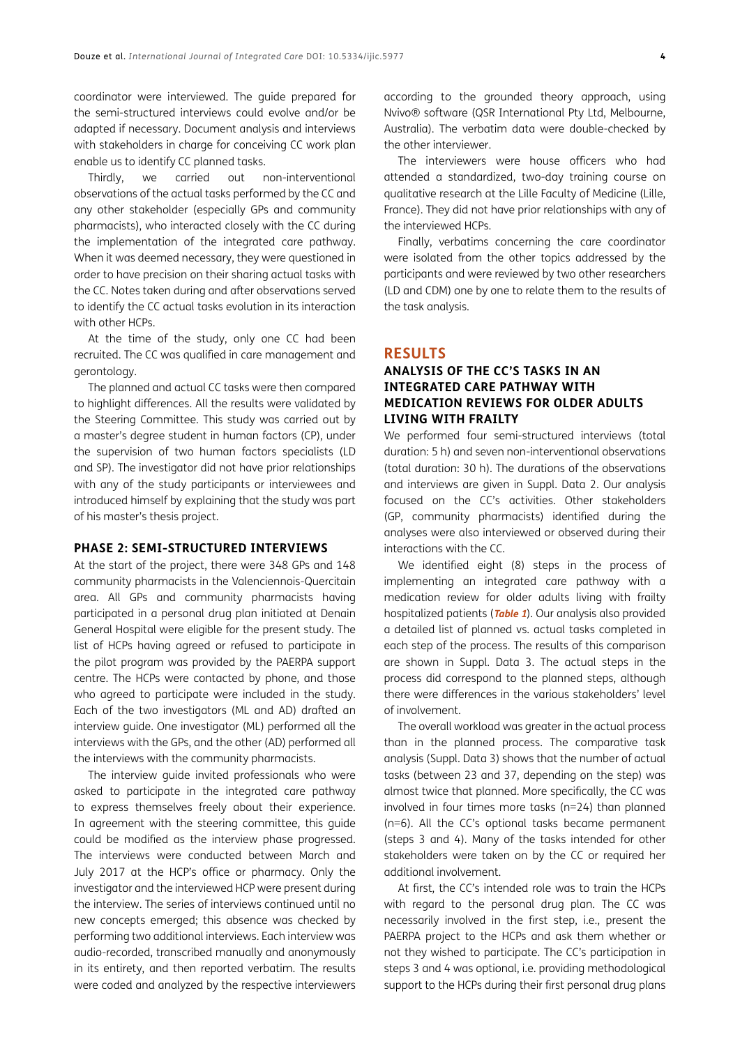coordinator were interviewed. The guide prepared for the semi-structured interviews could evolve and/or be adapted if necessary. Document analysis and interviews with stakeholders in charge for conceiving CC work plan enable us to identify CC planned tasks.

Thirdly, we carried out non-interventional observations of the actual tasks performed by the CC and any other stakeholder (especially GPs and community pharmacists), who interacted closely with the CC during the implementation of the integrated care pathway. When it was deemed necessary, they were questioned in order to have precision on their sharing actual tasks with the CC. Notes taken during and after observations served to identify the CC actual tasks evolution in its interaction with other HCPs.

At the time of the study, only one CC had been recruited. The CC was qualified in care management and gerontology.

The planned and actual CC tasks were then compared to highlight differences. All the results were validated by the Steering Committee. This study was carried out by a master's degree student in human factors (CP), under the supervision of two human factors specialists (LD and SP). The investigator did not have prior relationships with any of the study participants or interviewees and introduced himself by explaining that the study was part of his master's thesis project.

### PHASE 2: SEMI-STRUCTURED INTERVIEWS

At the start of the project, there were 348 GPs and 148 community pharmacists in the Valenciennois-Quercitain area. All GPs and community pharmacists having participated in a personal drug plan initiated at Denain General Hospital were eligible for the present study. The list of HCPs having agreed or refused to participate in the pilot program was provided by the PAERPA support centre. The HCPs were contacted by phone, and those who agreed to participate were included in the study. Each of the two investigators (ML and AD) drafted an interview guide. One investigator (ML) performed all the interviews with the GPs, and the other (AD) performed all the interviews with the community pharmacists.

The interview guide invited professionals who were asked to participate in the integrated care pathway to express themselves freely about their experience. In agreement with the steering committee, this guide could be modified as the interview phase progressed. The interviews were conducted between March and July 2017 at the HCP's office or pharmacy. Only the investigator and the interviewed HCP were present during the interview. The series of interviews continued until no new concepts emerged; this absence was checked by performing two additional interviews. Each interview was audio-recorded, transcribed manually and anonymously in its entirety, and then reported verbatim. The results were coded and analyzed by the respective interviewers according to the grounded theory approach, using Nvivo® software (QSR International Pty Ltd, Melbourne, Australia). The verbatim data were double-checked by the other interviewer.

The interviewers were house officers who had attended a standardized, two-day training course on qualitative research at the Lille Faculty of Medicine (Lille, France). They did not have prior relationships with any of the interviewed HCPs.

Finally, verbatims concerning the care coordinator were isolated from the other topics addressed by the participants and were reviewed by two other researchers (LD and CDM) one by one to relate them to the results of the task analysis.

## RESULTS

### ANALYSIS OF THE CC'S TASKS IN AN INTEGRATED CARE PATHWAY WITH MEDICATION REVIEWS FOR OLDER ADULTS LIVING WITH FRAILTY

We performed four semi-structured interviews (total duration: 5 h) and seven non-interventional observations (total duration: 30 h). The durations of the observations and interviews are given in Suppl. Data 2. Our analysis focused on the CC's activities. Other stakeholders (GP, community pharmacists) identified during the analyses were also interviewed or observed during their interactions with the CC.

We identified eight (8) steps in the process of implementing an integrated care pathway with a medication review for older adults living with frailty hospitalized patients (***Table 1***). Our analysis also provided a detailed list of planned vs. actual tasks completed in each step of the process. The results of this comparison are shown in Suppl. Data 3. The actual steps in the process did correspond to the planned steps, although there were differences in the various stakeholders' level of involvement.

The overall workload was greater in the actual process than in the planned process. The comparative task analysis (Suppl. Data 3) shows that the number of actual tasks (between 23 and 37, depending on the step) was almost twice that planned. More specifically, the CC was involved in four times more tasks (n=24) than planned (n=6). All the CC's optional tasks became permanent (steps 3 and 4). Many of the tasks intended for other stakeholders were taken on by the CC or required her additional involvement.

At first, the CC's intended role was to train the HCPs with regard to the personal drug plan. The CC was necessarily involved in the first step, i.e., present the PAERPA project to the HCPs and ask them whether or not they wished to participate. The CC's participation in steps 3 and 4 was optional, i.e. providing methodological support to the HCPs during their first personal drug plans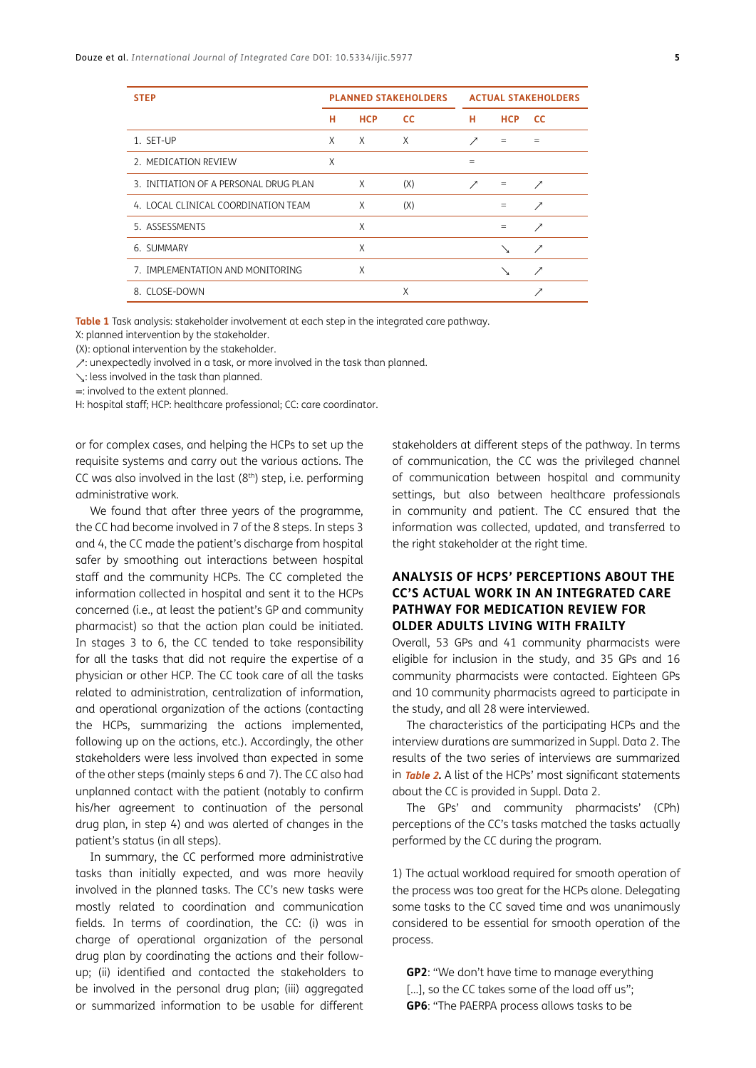| STEP | PLANNED STAKEHOLDERS | | | ACTUAL STAKEHOLDERS | | |
|---|---|---|---|---|---|---|
| | H | HCP | CC | H | HCP | CC |
| 1. SET-UP | X | X | X | ↗ | = | = |
| 2. MEDICATION REVIEW | X | | | = | | |
| 3. INITIATION OF A PERSONAL DRUG PLAN | | X | (X) | ↗ | = | ↗ |
| 4. LOCAL CLINICAL COORDINATION TEAM | | X | (X) | | = | ↗ |
| 5. ASSESSMENTS | | X | | | = | ↗ |
| 6. SUMMARY | | X | | | ↘ | ↗ |
| 7. IMPLEMENTATION AND MONITORING | | X | | | ↘ | ↗ |
| 8. CLOSE-DOWN | | | X | | | ↗ |

**Table 1** Task analysis: stakeholder involvement at each step in the integrated care pathway.
X: planned intervention by the stakeholder.
(X): optional intervention by the stakeholder.
↗: unexpectedly involved in a task, or more involved in the task than planned.
↘: less involved in the task than planned.
=: involved to the extent planned.
H: hospital staff; HCP: healthcare professional; CC: care coordinator.

or for complex cases, and helping the HCPs to set up the requisite systems and carry out the various actions. The CC was also involved in the last (8th) step, i.e. performing administrative work.

We found that after three years of the programme, the CC had become involved in 7 of the 8 steps. In steps 3 and 4, the CC made the patient's discharge from hospital safer by smoothing out interactions between hospital staff and the community HCPs. The CC completed the information collected in hospital and sent it to the HCPs concerned (i.e., at least the patient's GP and community pharmacist) so that the action plan could be initiated. In stages 3 to 6, the CC tended to take responsibility for all the tasks that did not require the expertise of a physician or other HCP. The CC took care of all the tasks related to administration, centralization of information, and operational organization of the actions (contacting the HCPs, summarizing the actions implemented, following up on the actions, etc.). Accordingly, the other stakeholders were less involved than expected in some of the other steps (mainly steps 6 and 7). The CC also had unplanned contact with the patient (notably to confirm his/her agreement to continuation of the personal drug plan, in step 4) and was alerted of changes in the patient's status (in all steps).

In summary, the CC performed more administrative tasks than initially expected, and was more heavily involved in the planned tasks. The CC's new tasks were mostly related to coordination and communication fields. In terms of coordination, the CC: (i) was in charge of operational organization of the personal drug plan by coordinating the actions and their follow-up; (ii) identified and contacted the stakeholders to be involved in the personal drug plan; (iii) aggregated or summarized information to be usable for different stakeholders at different steps of the pathway. In terms of communication, the CC was the privileged channel of communication between hospital and community settings, but also between healthcare professionals in community and patient. The CC ensured that the information was collected, updated, and transferred to the right stakeholder at the right time.

## ANALYSIS OF HCPS' PERCEPTIONS ABOUT THE CC'S ACTUAL WORK IN AN INTEGRATED CARE PATHWAY FOR MEDICATION REVIEW FOR OLDER ADULTS LIVING WITH FRAILTY

Overall, 53 GPs and 41 community pharmacists were eligible for inclusion in the study, and 35 GPs and 16 community pharmacists were contacted. Eighteen GPs and 10 community pharmacists agreed to participate in the study, and all 28 were interviewed.

The characteristics of the participating HCPs and the interview durations are summarized in Suppl. Data 2. The results of the two series of interviews are summarized in ***Table 2***. A list of the HCPs' most significant statements about the CC is provided in Suppl. Data 2.

The GPs' and community pharmacists' (CPh) perceptions of the CC's tasks matched the tasks actually performed by the CC during the program.

1) The actual workload required for smooth operation of the process was too great for the HCPs alone. Delegating some tasks to the CC saved time and was unanimously considered to be essential for smooth operation of the process.

> **GP2**: "We don't have time to manage everything [...], so the CC takes some of the load off us";
> **GP6**: "The PAERPA process allows tasks to be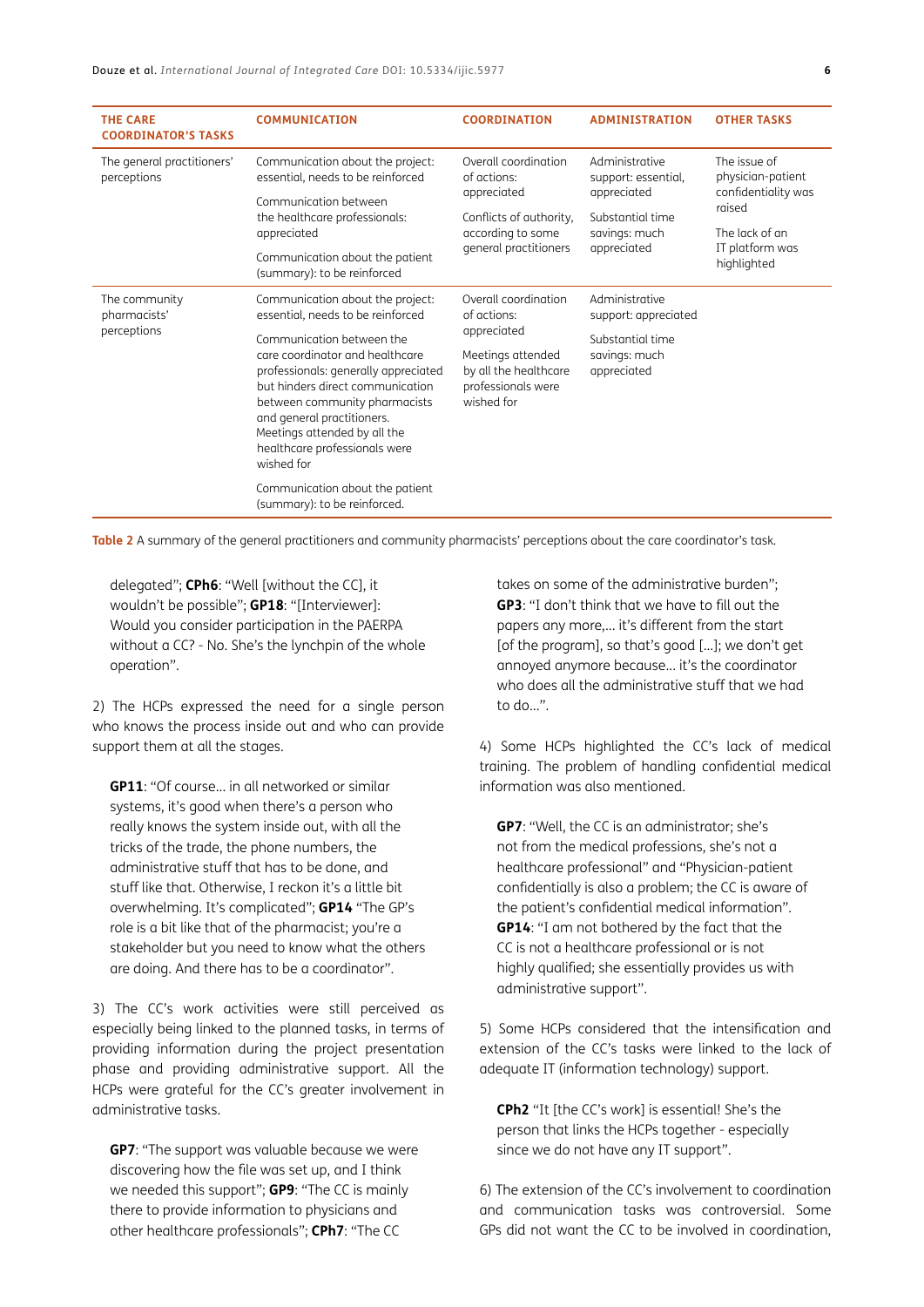| THE CARE COORDINATOR'S TASKS | COMMUNICATION | COORDINATION | ADMINISTRATION | OTHER TASKS |
|---|---|---|---|---|
| The general practitioners' perceptions | Communication about the project: essential, needs to be reinforced<br><br>Communication between the healthcare professionals: appreciated<br><br>Communication about the patient (summary): to be reinforced | Overall coordination of actions: appreciated<br><br>Conflicts of authority, according to some general practitioners | Administrative support: essential, appreciated<br><br>Substantial time savings: much appreciated | The issue of physician-patient confidentiality was raised<br><br>The lack of an IT platform was highlighted |
| The community pharmacists' perceptions | Communication about the project: essential, needs to be reinforced<br><br>Communication between the care coordinator and healthcare professionals: generally appreciated but hinders direct communication between community pharmacists and general practitioners. Meetings attended by all the healthcare professionals were wished for<br><br>Communication about the patient (summary): to be reinforced. | Overall coordination of actions: appreciated<br><br>Meetings attended by all the healthcare professionals were wished for | Administrative support: appreciated<br><br>Substantial time savings: much appreciated | |

**Table 2** A summary of the general practitioners and community pharmacists' perceptions about the care coordinator's task.

> delegated"; **CPh6**: "Well [without the CC], it wouldn't be possible"; **GP18**: "[Interviewer]: Would you consider participation in the PAERPA without a CC? - No. She's the lynchpin of the whole operation".

2) The HCPs expressed the need for a single person who knows the process inside out and who can provide support them at all the stages.

> **GP11**: "Of course… in all networked or similar systems, it's good when there's a person who really knows the system inside out, with all the tricks of the trade, the phone numbers, the administrative stuff that has to be done, and stuff like that. Otherwise, I reckon it's a little bit overwhelming. It's complicated"; **GP14** "The GP's role is a bit like that of the pharmacist; you're a stakeholder but you need to know what the others are doing. And there has to be a coordinator".

3) The CC's work activities were still perceived as especially being linked to the planned tasks, in terms of providing information during the project presentation phase and providing administrative support. All the HCPs were grateful for the CC's greater involvement in administrative tasks.

> **GP7**: "The support was valuable because we were discovering how the file was set up, and I think we needed this support"; **GP9**: "The CC is mainly there to provide information to physicians and other healthcare professionals"; **CPh7**: "The CC takes on some of the administrative burden"; **GP3**: "I don't think that we have to fill out the papers any more,… it's different from the start [of the program], so that's good […]; we don't get annoyed anymore because… it's the coordinator who does all the administrative stuff that we had to do…".

4) Some HCPs highlighted the CC's lack of medical training. The problem of handling confidential medical information was also mentioned.

> **GP7**: "Well, the CC is an administrator; she's not from the medical professions, she's not a healthcare professional" and "Physician-patient confidentially is also a problem; the CC is aware of the patient's confidential medical information". **GP14**: "I am not bothered by the fact that the CC is not a healthcare professional or is not highly qualified; she essentially provides us with administrative support".

5) Some HCPs considered that the intensification and extension of the CC's tasks were linked to the lack of adequate IT (information technology) support.

> **CPh2** "It [the CC's work] is essential! She's the person that links the HCPs together - especially since we do not have any IT support".

6) The extension of the CC's involvement to coordination and communication tasks was controversial. Some GPs did not want the CC to be involved in coordination,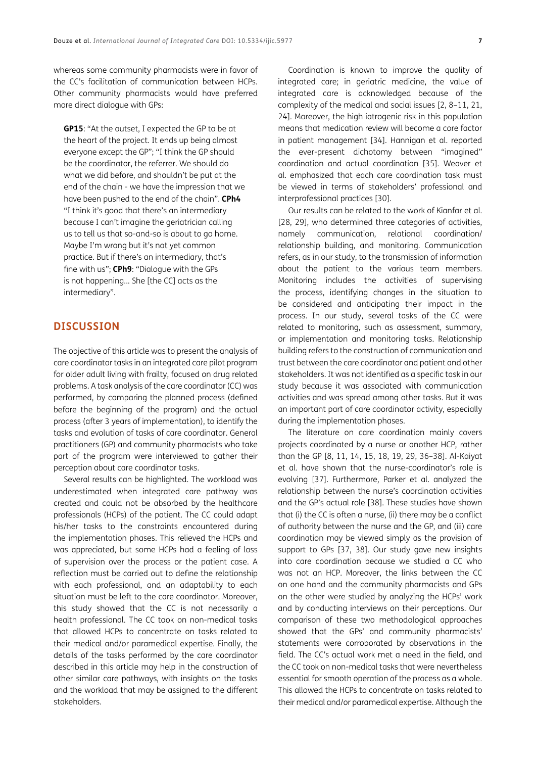whereas some community pharmacists were in favor of the CC's facilitation of communication between HCPs. Other community pharmacists would have preferred more direct dialogue with GPs:

> **GP15**: "At the outset, I expected the GP to be at the heart of the project. It ends up being almost everyone except the GP"; "I think the GP should be the coordinator, the referrer. We should do what we did before, and shouldn't be put at the end of the chain - we have the impression that we have been pushed to the end of the chain". **CPh4** "I think it's good that there's an intermediary because I can't imagine the geriatrician calling us to tell us that so-and-so is about to go home. Maybe I'm wrong but it's not yet common practice. But if there's an intermediary, that's fine with us"; **CPh9**: "Dialogue with the GPs is not happening... She [the CC] acts as the intermediary".

## DISCUSSION

The objective of this article was to present the analysis of care coordinator tasks in an integrated care pilot program for older adult living with frailty, focused on drug related problems. A task analysis of the care coordinator (CC) was performed, by comparing the planned process (defined before the beginning of the program) and the actual process (after 3 years of implementation), to identify the tasks and evolution of tasks of care coordinator. General practitioners (GP) and community pharmacists who take part of the program were interviewed to gather their perception about care coordinator tasks.

Several results can be highlighted. The workload was underestimated when integrated care pathway was created and could not be absorbed by the healthcare professionals (HCPs) of the patient. The CC could adapt his/her tasks to the constraints encountered during the implementation phases. This relieved the HCPs and was appreciated, but some HCPs had a feeling of loss of supervision over the process or the patient case. A reflection must be carried out to define the relationship with each professional, and an adaptability to each situation must be left to the care coordinator. Moreover, this study showed that the CC is not necessarily a health professional. The CC took on non-medical tasks that allowed HCPs to concentrate on tasks related to their medical and/or paramedical expertise. Finally, the details of the tasks performed by the care coordinator described in this article may help in the construction of other similar care pathways, with insights on the tasks and the workload that may be assigned to the different stakeholders.

Coordination is known to improve the quality of integrated care; in geriatric medicine, the value of integrated care is acknowledged because of the complexity of the medical and social issues [2, 8–11, 21, 24]. Moreover, the high iatrogenic risk in this population means that medication review will become a core factor in patient management [34]. Hannigan et al. reported the ever-present dichotomy between "imagined" coordination and actual coordination [35]. Weaver et al. emphasized that each care coordination task must be viewed in terms of stakeholders' professional and interprofessional practices [30].

Our results can be related to the work of Kianfar et al. [28, 29], who determined three categories of activities, namely communication, relational coordination/relationship building, and monitoring. Communication refers, as in our study, to the transmission of information about the patient to the various team members. Monitoring includes the activities of supervising the process, identifying changes in the situation to be considered and anticipating their impact in the process. In our study, several tasks of the CC were related to monitoring, such as assessment, summary, or implementation and monitoring tasks. Relationship building refers to the construction of communication and trust between the care coordinator and patient and other stakeholders. It was not identified as a specific task in our study because it was associated with communication activities and was spread among other tasks. But it was an important part of care coordinator activity, especially during the implementation phases.

The literature on care coordination mainly covers projects coordinated by a nurse or another HCP, rather than the GP [8, 11, 14, 15, 18, 19, 29, 36–38]. Al-Kaiyat et al. have shown that the nurse-coordinator's role is evolving [37]. Furthermore, Parker et al. analyzed the relationship between the nurse's coordination activities and the GP's actual role [38]. These studies have shown that (i) the CC is often a nurse, (ii) there may be a conflict of authority between the nurse and the GP, and (iii) care coordination may be viewed simply as the provision of support to GPs [37, 38]. Our study gave new insights into care coordination because we studied a CC who was not an HCP. Moreover, the links between the CC on one hand and the community pharmacists and GPs on the other were studied by analyzing the HCPs' work and by conducting interviews on their perceptions. Our comparison of these two methodological approaches showed that the GPs' and community pharmacists' statements were corroborated by observations in the field. The CC's actual work met a need in the field, and the CC took on non-medical tasks that were nevertheless essential for smooth operation of the process as a whole. This allowed the HCPs to concentrate on tasks related to their medical and/or paramedical expertise. Although the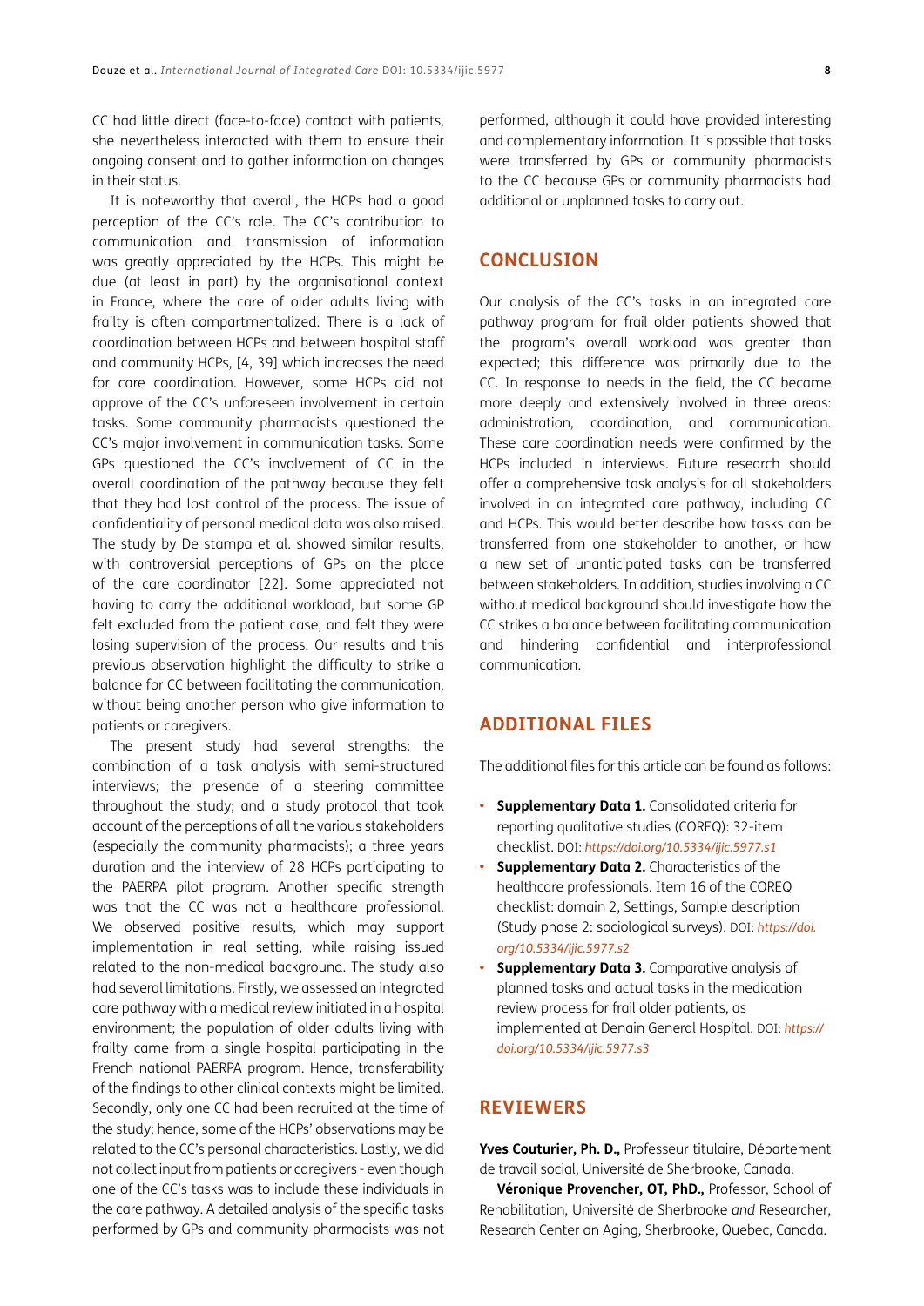CC had little direct (face-to-face) contact with patients, she nevertheless interacted with them to ensure their ongoing consent and to gather information on changes in their status.

It is noteworthy that overall, the HCPs had a good perception of the CC's role. The CC's contribution to communication and transmission of information was greatly appreciated by the HCPs. This might be due (at least in part) by the organisational context in France, where the care of older adults living with frailty is often compartmentalized. There is a lack of coordination between HCPs and between hospital staff and community HCPs, [4, 39] which increases the need for care coordination. However, some HCPs did not approve of the CC's unforeseen involvement in certain tasks. Some community pharmacists questioned the CC's major involvement in communication tasks. Some GPs questioned the CC's involvement of CC in the overall coordination of the pathway because they felt that they had lost control of the process. The issue of confidentiality of personal medical data was also raised. The study by De stampa et al. showed similar results, with controversial perceptions of GPs on the place of the care coordinator [22]. Some appreciated not having to carry the additional workload, but some GP felt excluded from the patient case, and felt they were losing supervision of the process. Our results and this previous observation highlight the difficulty to strike a balance for CC between facilitating the communication, without being another person who give information to patients or caregivers.

The present study had several strengths: the combination of a task analysis with semi-structured interviews; the presence of a steering committee throughout the study; and a study protocol that took account of the perceptions of all the various stakeholders (especially the community pharmacists); a three years duration and the interview of 28 HCPs participating to the PAERPA pilot program. Another specific strength was that the CC was not a healthcare professional. We observed positive results, which may support implementation in real setting, while raising issued related to the non-medical background. The study also had several limitations. Firstly, we assessed an integrated care pathway with a medical review initiated in a hospital environment; the population of older adults living with frailty came from a single hospital participating in the French national PAERPA program. Hence, transferability of the findings to other clinical contexts might be limited. Secondly, only one CC had been recruited at the time of the study; hence, some of the HCPs' observations may be related to the CC's personal characteristics. Lastly, we did not collect input from patients or caregivers - even though one of the CC's tasks was to include these individuals in the care pathway. A detailed analysis of the specific tasks performed by GPs and community pharmacists was not performed, although it could have provided interesting and complementary information. It is possible that tasks were transferred by GPs or community pharmacists to the CC because GPs or community pharmacists had additional or unplanned tasks to carry out.

## CONCLUSION

Our analysis of the CC's tasks in an integrated care pathway program for frail older patients showed that the program's overall workload was greater than expected; this difference was primarily due to the CC. In response to needs in the field, the CC became more deeply and extensively involved in three areas: administration, coordination, and communication. These care coordination needs were confirmed by the HCPs included in interviews. Future research should offer a comprehensive task analysis for all stakeholders involved in an integrated care pathway, including CC and HCPs. This would better describe how tasks can be transferred from one stakeholder to another, or how a new set of unanticipated tasks can be transferred between stakeholders. In addition, studies involving a CC without medical background should investigate how the CC strikes a balance between facilitating communication and hindering confidential and interprofessional communication.

## ADDITIONAL FILES

The additional files for this article can be found as follows:

- **Supplementary Data 1.** Consolidated criteria for reporting qualitative studies (COREQ): 32-item checklist. DOI: *https://doi.org/10.5334/ijic.5977.s1*
- **Supplementary Data 2.** Characteristics of the healthcare professionals. Item 16 of the COREQ checklist: domain 2, Settings, Sample description (Study phase 2: sociological surveys). DOI: *https://doi.org/10.5334/ijic.5977.s2*
- **Supplementary Data 3.** Comparative analysis of planned tasks and actual tasks in the medication review process for frail older patients, as implemented at Denain General Hospital. DOI: *https://doi.org/10.5334/ijic.5977.s3*

## REVIEWERS

**Yves Couturier, Ph. D.,** Professeur titulaire, Département de travail social, Université de Sherbrooke, Canada.

**Véronique Provencher, OT, PhD.,** Professor, School of Rehabilitation, Université de Sherbrooke *and* Researcher, Research Center on Aging, Sherbrooke, Quebec, Canada.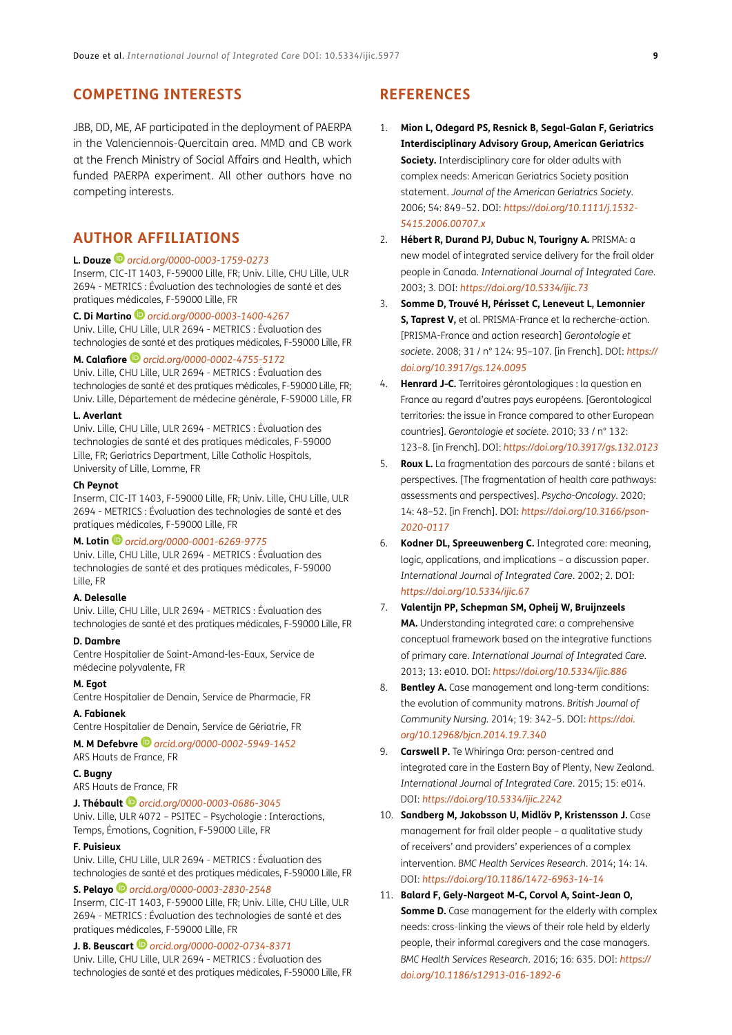## COMPETING INTERESTS

JBB, DD, ME, AF participated in the deployment of PAERPA in the Valenciennois-Quercitain area. MMD and CB work at the French Ministry of Social Affairs and Health, which funded PAERPA experiment. All other authors have no competing interests.

## AUTHOR AFFILIATIONS

**L. Douze** *orcid.org/0000-0003-1759-0273*
Inserm, CIC-IT 1403, F-59000 Lille, FR; Univ. Lille, CHU Lille, ULR 2694 - METRICS : Évaluation des technologies de santé et des pratiques médicales, F-59000 Lille, FR

**C. Di Martino** *orcid.org/0000-0003-1400-4267*
Univ. Lille, CHU Lille, ULR 2694 - METRICS : Évaluation des technologies de santé et des pratiques médicales, F-59000 Lille, FR

**M. Calafiore** *orcid.org/0000-0002-4755-5172*
Univ. Lille, CHU Lille, ULR 2694 - METRICS : Évaluation des technologies de santé et des pratiques médicales, F-59000 Lille, FR; Univ. Lille, Département de médecine générale, F-59000 Lille, FR

**L. Averlant**
Univ. Lille, CHU Lille, ULR 2694 - METRICS : Évaluation des technologies de santé et des pratiques médicales, F-59000 Lille, FR; Geriatrics Department, Lille Catholic Hospitals, University of Lille, Lomme, FR

**Ch Peynot**
Inserm, CIC-IT 1403, F-59000 Lille, FR; Univ. Lille, CHU Lille, ULR 2694 - METRICS : Évaluation des technologies de santé et des pratiques médicales, F-59000 Lille, FR

**M. Lotin** *orcid.org/0000-0001-6269-9775*
Univ. Lille, CHU Lille, ULR 2694 - METRICS : Évaluation des technologies de santé et des pratiques médicales, F-59000 Lille, FR

**A. Delesalle**
Univ. Lille, CHU Lille, ULR 2694 - METRICS : Évaluation des technologies de santé et des pratiques médicales, F-59000 Lille, FR

**D. Dambre**
Centre Hospitalier de Saint-Amand-les-Eaux, Service de médecine polyvalente, FR

**M. Egot**
Centre Hospitalier de Denain, Service de Pharmacie, FR

**A. Fabianek**
Centre Hospitalier de Denain, Service de Gériatrie, FR

**M. M Defebvre** *orcid.org/0000-0002-5949-1452*
ARS Hauts de France, FR

**C. Bugny**
ARS Hauts de France, FR

**J. Thébault** *orcid.org/0000-0003-0686-3045*
Univ. Lille, ULR 4072 – PSITEC – Psychologie : Interactions, Temps, Émotions, Cognition, F-59000 Lille, FR

**F. Puisieux**
Univ. Lille, CHU Lille, ULR 2694 - METRICS : Évaluation des technologies de santé et des pratiques médicales, F-59000 Lille, FR

**S. Pelayo** *orcid.org/0000-0003-2830-2548*
Inserm, CIC-IT 1403, F-59000 Lille, FR; Univ. Lille, CHU Lille, ULR 2694 - METRICS : Évaluation des technologies de santé et des pratiques médicales, F-59000 Lille, FR

**J. B. Beuscart** *orcid.org/0000-0002-0734-8371*
Univ. Lille, CHU Lille, ULR 2694 - METRICS : Évaluation des technologies de santé et des pratiques médicales, F-59000 Lille, FR

## REFERENCES

1. **Mion L, Odegard PS, Resnick B, Segal-Galan F, Geriatrics Interdisciplinary Advisory Group, American Geriatrics Society.** Interdisciplinary care for older adults with complex needs: American Geriatrics Society position statement. *Journal of the American Geriatrics Society*. 2006; 54: 849–52. DOI: *https://doi.org/10.1111/j.1532-5415.2006.00707.x*
2. **Hébert R, Durand PJ, Dubuc N, Tourigny A.** PRISMA: a new model of integrated service delivery for the frail older people in Canada. *International Journal of Integrated Care*. 2003; 3. DOI: *https://doi.org/10.5334/ijic.73*
3. **Somme D, Trouvé H, Périsset C, Leneveut L, Lemonnier S, Taprest V,** et al. PRISMA-France et la recherche-action. [PRISMA-France and action research] *Gerontologie et societe*. 2008; 31 / n° 124: 95–107. [in French]. DOI: *https://doi.org/10.3917/gs.124.0095*
4. **Henrard J-C.** Territoires gérontologiques : la question en France au regard d'autres pays européens. [Gerontological territories: the issue in France compared to other European countries]. *Gerontologie et societe*. 2010; 33 / n° 132: 123–8. [in French]. DOI: *https://doi.org/10.3917/gs.132.0123*
5. **Roux L.** La fragmentation des parcours de santé : bilans et perspectives. [The fragmentation of health care pathways: assessments and perspectives]. *Psycho-Oncology*. 2020; 14: 48–52. [in French]. DOI: *https://doi.org/10.3166/pson-2020-0117*
6. **Kodner DL, Spreeuwenberg C.** Integrated care: meaning, logic, applications, and implications – a discussion paper. *International Journal of Integrated Care*. 2002; 2. DOI: *https://doi.org/10.5334/ijic.67*
7. **Valentijn PP, Schepman SM, Opheij W, Bruijnzeels MA.** Understanding integrated care: a comprehensive conceptual framework based on the integrative functions of primary care. *International Journal of Integrated Care*. 2013; 13: e010. DOI: *https://doi.org/10.5334/ijic.886*
8. **Bentley A.** Case management and long-term conditions: the evolution of community matrons. *British Journal of Community Nursing*. 2014; 19: 342–5. DOI: *https://doi.org/10.12968/bjcn.2014.19.7.340*
9. **Carswell P.** Te Whiringa Ora: person-centred and integrated care in the Eastern Bay of Plenty, New Zealand. *International Journal of Integrated Care*. 2015; 15: e014. DOI: *https://doi.org/10.5334/ijic.2242*
10. **Sandberg M, Jakobsson U, Midlöv P, Kristensson J.** Case management for frail older people – a qualitative study of receivers' and providers' experiences of a complex intervention. *BMC Health Services Research*. 2014; 14: 14. DOI: *https://doi.org/10.1186/1472-6963-14-14*
11. **Balard F, Gely-Nargeot M-C, Corvol A, Saint-Jean O, Somme D.** Case management for the elderly with complex needs: cross-linking the views of their role held by elderly people, their informal caregivers and the case managers. *BMC Health Services Research*. 2016; 16: 635. DOI: *https://doi.org/10.1186/s12913-016-1892-6*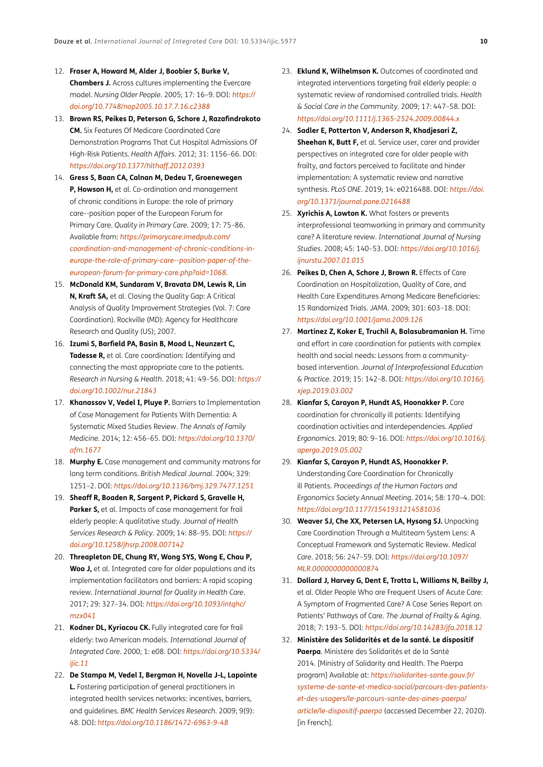12. **Fraser A, Howard M, Alder J, Boobier S, Burke V, Chambers J.** Across cultures implementing the Evercare model. *Nursing Older People*. 2005; 17: 16–9. DOI: *https://doi.org/10.7748/nop2005.10.17.7.16.c2388*
13. **Brown RS, Peikes D, Peterson G, Schore J, Razafindrakoto CM.** Six Features Of Medicare Coordinated Care Demonstration Programs That Cut Hospital Admissions Of High-Risk Patients. *Health Affairs*. 2012; 31: 1156–66. DOI: *https://doi.org/10.1377/hlthaff.2012.0393*
14. **Gress S, Baan CA, Calnan M, Dedeu T, Groenewegen P, Howson H,** et al. Co-ordination and management of chronic conditions in Europe: the role of primary care--position paper of the European Forum for Primary Care. *Quality in Primary Care*. 2009; 17: 75–86. Available from: *https://primarycare.imedpub.com/coordination-and-management-of-chronic-conditions-in-europe-the-role-of-primary-care--position-paper-of-the-european-forum-for-primary-care.php?aid=1068*.
15. **McDonald KM, Sundaram V, Bravata DM, Lewis R, Lin N, Kraft SA,** et al. Closing the Quality Gap: A Critical Analysis of Quality Improvement Strategies (Vol. 7: Care Coordination). Rockville (MD): Agency for Healthcare Research and Quality (US); 2007.
16. **Izumi S, Barfield PA, Basin B, Mood L, Neunzert C, Tadesse R,** et al. Care coordination: Identifying and connecting the most appropriate care to the patients. *Research in Nursing & Health*. 2018; 41: 49–56. DOI: *https://doi.org/10.1002/nur.21843*
17. **Khanassov V, Vedel I, Pluye P.** Barriers to Implementation of Case Management for Patients With Dementia: A Systematic Mixed Studies Review. *The Annals of Family Medicine*. 2014; 12: 456–65. DOI: *https://doi.org/10.1370/afm.1677*
18. **Murphy E.** Case management and community matrons for long term conditions. *British Medical Journal*. 2004; 329: 1251–2. DOI: *https://doi.org/10.1136/bmj.329.7477.1251*
19. **Sheaff R, Boaden R, Sargent P, Pickard S, Gravelle H, Parker S,** et al. Impacts of case management for frail elderly people: A qualitative study. *Journal of Health Services Research & Policy*. 2009; 14: 88–95. DOI: *https://doi.org/10.1258/jhsrp.2008.007142*
20. **Threapleton DE, Chung RY, Wong SYS, Wong E, Chau P, Woo J,** et al. Integrated care for older populations and its implementation facilitators and barriers: A rapid scoping review. *International Journal for Quality in Health Care*. 2017; 29: 327–34. DOI: *https://doi.org/10.1093/intqhc/mzx041*
21. **Kodner DL, Kyriacou CK.** Fully integrated care for frail elderly: two American models. *International Journal of Integrated Care*. 2000; 1: e08. DOI: *https://doi.org/10.5334/ijic.11*
22. **De Stampa M, Vedel I, Bergman H, Novella J-L, Lapointe L.** Fostering participation of general practitioners in integrated health services networks: incentives, barriers, and guidelines. *BMC Health Services Research*. 2009; 9(9): 48. DOI: *https://doi.org/10.1186/1472-6963-9-48*
23. **Eklund K, Wilhelmson K.** Outcomes of coordinated and integrated interventions targeting frail elderly people: a systematic review of randomised controlled trials. *Health & Social Care in the Community*. 2009; 17: 447–58. DOI: *https://doi.org/10.1111/j.1365-2524.2009.00844.x*
24. **Sadler E, Potterton V, Anderson R, Khadjesari Z, Sheehan K, Butt F,** et al. Service user, carer and provider perspectives on integrated care for older people with frailty, and factors perceived to facilitate and hinder implementation: A systematic review and narrative synthesis. *PLoS ONE*. 2019; 14: e0216488. DOI: *https://doi.org/10.1371/journal.pone.0216488*
25. **Xyrichis A, Lowton K.** What fosters or prevents interprofessional teamworking in primary and community care? A literature review. *International Journal of Nursing Studies*. 2008; 45: 140–53. DOI: *https://doi.org/10.1016/j.ijnurstu.2007.01.015*
26. **Peikes D, Chen A, Schore J, Brown R.** Effects of Care Coordination on Hospitalization, Quality of Care, and Health Care Expenditures Among Medicare Beneficiaries: 15 Randomized Trials. *JAMA*. 2009; 301: 603–18. DOI: *https://doi.org/10.1001/jama.2009.126*
27. **Martinez Z, Koker E, Truchil A, Balasubramanian H.** Time and effort in care coordination for patients with complex health and social needs: Lessons from a community-based intervention. *Journal of Interprofessional Education & Practice*. 2019; 15: 142–8. DOI: *https://doi.org/10.1016/j.xjep.2019.03.002*
28. **Kianfar S, Carayon P, Hundt AS, Hoonakker P.** Care coordination for chronically ill patients: Identifying coordination activities and interdependencies. *Applied Ergonomics*. 2019; 80: 9–16. DOI: *https://doi.org/10.1016/j.apergo.2019.05.002*
29. **Kianfar S, Carayon P, Hundt AS, Hoonakker P.** Understanding Care Coordination for Chronically ill Patients. *Proceedings of the Human Factors and Ergonomics Society Annual Meeting*. 2014; 58: 170–4. DOI: *https://doi.org/10.1177/1541931214581036*
30. **Weaver SJ, Che XX, Petersen LA, Hysong SJ.** Unpacking Care Coordination Through a Multiteam System Lens: A Conceptual Framework and Systematic Review. *Medical Care*. 2018; 56: 247–59. DOI: *https://doi.org/10.1097/MLR.0000000000000874*
31. **Dollard J, Harvey G, Dent E, Trotta L, Williams N, Beilby J,** et al. Older People Who are Frequent Users of Acute Care: A Symptom of Fragmented Care? A Case Series Report on Patients' Pathways of Care. *The Journal of Frailty & Aging*. 2018; 7: 193–5. DOI: *https://doi.org/10.14283/jfa.2018.12*
32. **Ministère des Solidarités et de la santé. Le dispositif Paerpa**. Ministère des Solidarités et de la Santé 2014. [Ministry of Solidarity and Health. The Paerpa program] Available at: *https://solidarites-sante.gouv.fr/systeme-de-sante-et-medico-social/parcours-des-patients-et-des-usagers/le-parcours-sante-des-aines-paerpa/article/le-dispositif-paerpa* (accessed December 22, 2020). [in French].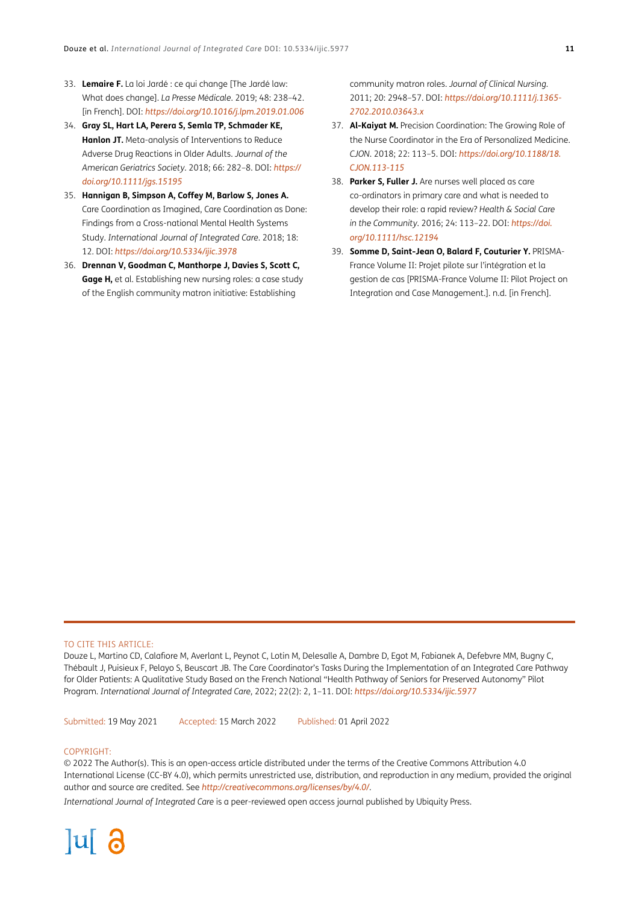33. **Lemaire F.** La loi Jardé : ce qui change [The Jardé law: What does change]. *La Presse Médicale*. 2019; 48: 238–42. [in French]. DOI: *https://doi.org/10.1016/j.lpm.2019.01.006*
34. **Gray SL, Hart LA, Perera S, Semla TP, Schmader KE, Hanlon JT.** Meta-analysis of Interventions to Reduce Adverse Drug Reactions in Older Adults. *Journal of the American Geriatrics Society*. 2018; 66: 282–8. DOI: *https://doi.org/10.1111/jgs.15195*
35. **Hannigan B, Simpson A, Coffey M, Barlow S, Jones A.** Care Coordination as Imagined, Care Coordination as Done: Findings from a Cross-national Mental Health Systems Study. *International Journal of Integrated Care*. 2018; 18: 12. DOI: *https://doi.org/10.5334/ijic.3978*
36. **Drennan V, Goodman C, Manthorpe J, Davies S, Scott C, Gage H,** et al. Establishing new nursing roles: a case study of the English community matron initiative: Establishing community matron roles. *Journal of Clinical Nursing*. 2011; 20: 2948–57. DOI: *https://doi.org/10.1111/j.1365-2702.2010.03643.x*
37. **Al-Kaiyat M.** Precision Coordination: The Growing Role of the Nurse Coordinator in the Era of Personalized Medicine. *CJON*. 2018; 22: 113–5. DOI: *https://doi.org/10.1188/18.CJON.113-115*
38. **Parker S, Fuller J.** Are nurses well placed as care co-ordinators in primary care and what is needed to develop their role: a rapid review? *Health & Social Care in the Community*. 2016; 24: 113–22. DOI: *https://doi.org/10.1111/hsc.12194*
39. **Somme D, Saint-Jean O, Balard F, Couturier Y.** PRISMA-France Volume II: Projet pilote sur l'intégration et la gestion de cas [PRISMA-France Volume II: Pilot Project on Integration and Case Management.]. n.d. [in French].

TO CITE THIS ARTICLE:

Douze L, Martino CD, Calafiore M, Averlant L, Peynot C, Lotin M, Delesalle A, Dambre D, Egot M, Fabianek A, Defebvre MM, Bugny C, Thébault J, Puisieux F, Pelayo S, Beuscart JB. The Care Coordinator's Tasks During the Implementation of an Integrated Care Pathway for Older Patients: A Qualitative Study Based on the French National "Health Pathway of Seniors for Preserved Autonomy" Pilot Program. *International Journal of Integrated Care*, 2022; 22(2): 2, 1–11. DOI: *https://doi.org/10.5334/ijic.5977*

Submitted: 19 May 2021 Accepted: 15 March 2022 Published: 01 April 2022

COPYRIGHT:

© 2022 The Author(s). This is an open-access article distributed under the terms of the Creative Commons Attribution 4.0 International License (CC-BY 4.0), which permits unrestricted use, distribution, and reproduction in any medium, provided the original author and source are credited. See *http://creativecommons.org/licenses/by/4.0/*.

*International Journal of Integrated Care* is a peer-reviewed open access journal published by Ubiquity Press.